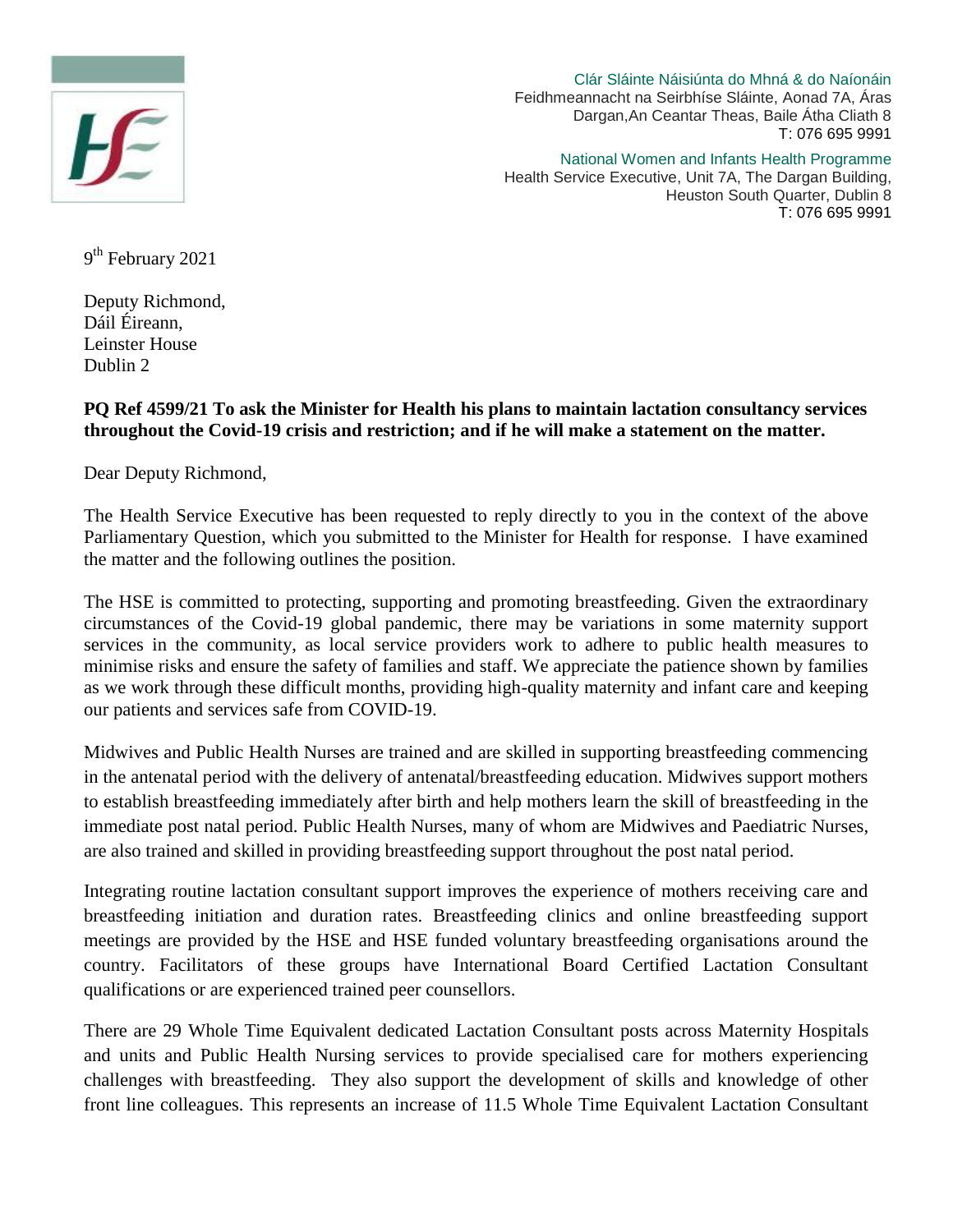Clár Sláinte Náisiúnta do Mhná & do Naíonáin
Feidhmeannacht na Seirbhíse Sláinte, Aonad 7A, Áras Dargan, An Ceantar Theas, Baile Átha Cliath 8
T: 076 695 9991

National Women and Infants Health Programme
Health Service Executive, Unit 7A, The Dargan Building, Heuston South Quarter, Dublin 8
T: 076 695 9991

9th February 2021

Deputy Richmond,
Dáil Éireann,
Leinster House
Dublin 2

**PQ Ref 4599/21 To ask the Minister for Health his plans to maintain lactation consultancy services throughout the Covid-19 crisis and restriction; and if he will make a statement on the matter.**

Dear Deputy Richmond,

The Health Service Executive has been requested to reply directly to you in the context of the above Parliamentary Question, which you submitted to the Minister for Health for response. I have examined the matter and the following outlines the position.

The HSE is committed to protecting, supporting and promoting breastfeeding. Given the extraordinary circumstances of the Covid-19 global pandemic, there may be variations in some maternity support services in the community, as local service providers work to adhere to public health measures to minimise risks and ensure the safety of families and staff. We appreciate the patience shown by families as we work through these difficult months, providing high-quality maternity and infant care and keeping our patients and services safe from COVID-19.

Midwives and Public Health Nurses are trained and are skilled in supporting breastfeeding commencing in the antenatal period with the delivery of antenatal/breastfeeding education. Midwives support mothers to establish breastfeeding immediately after birth and help mothers learn the skill of breastfeeding in the immediate post natal period. Public Health Nurses, many of whom are Midwives and Paediatric Nurses, are also trained and skilled in providing breastfeeding support throughout the post natal period.

Integrating routine lactation consultant support improves the experience of mothers receiving care and breastfeeding initiation and duration rates. Breastfeeding clinics and online breastfeeding support meetings are provided by the HSE and HSE funded voluntary breastfeeding organisations around the country. Facilitators of these groups have International Board Certified Lactation Consultant qualifications or are experienced trained peer counsellors.

There are 29 Whole Time Equivalent dedicated Lactation Consultant posts across Maternity Hospitals and units and Public Health Nursing services to provide specialised care for mothers experiencing challenges with breastfeeding. They also support the development of skills and knowledge of other front line colleagues. This represents an increase of 11.5 Whole Time Equivalent Lactation Consultant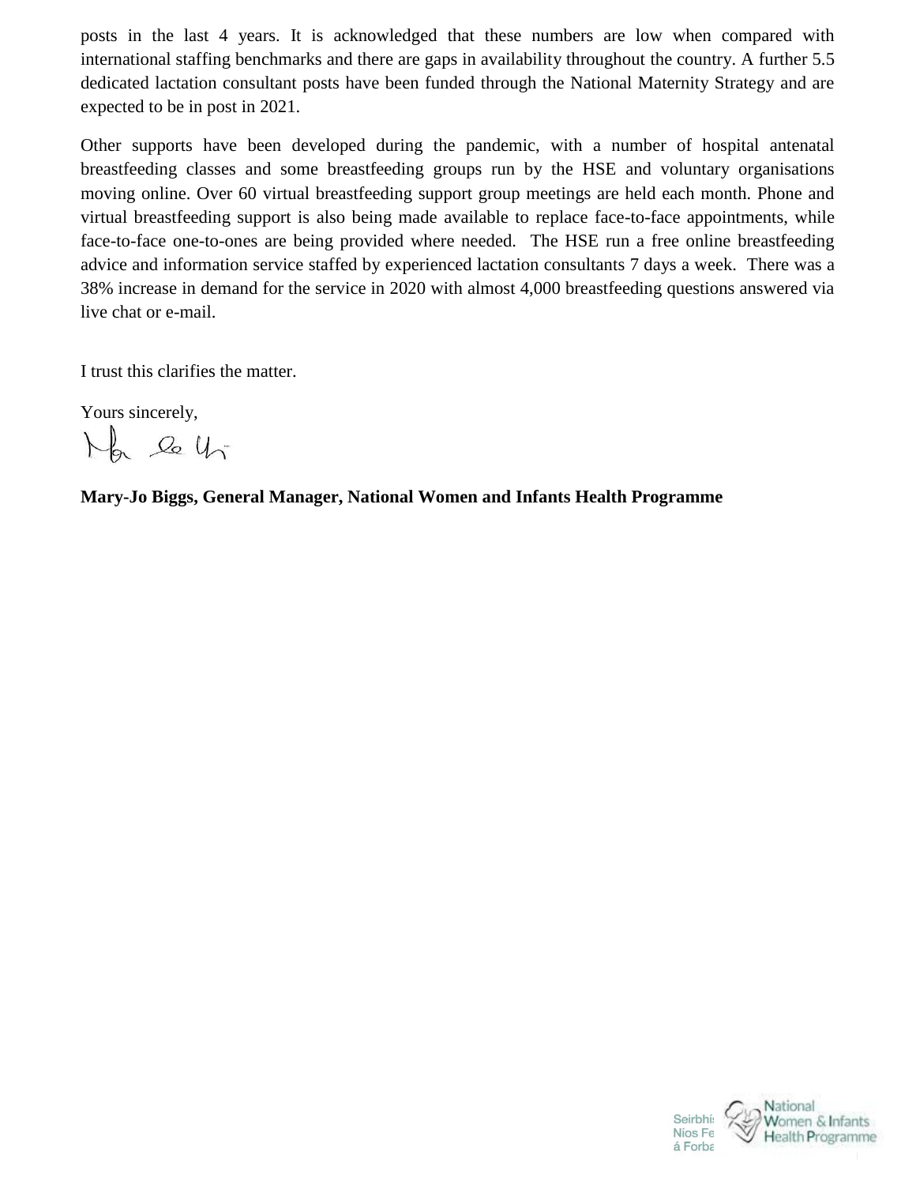posts in the last 4 years. It is acknowledged that these numbers are low when compared with international staffing benchmarks and there are gaps in availability throughout the country. A further 5.5 dedicated lactation consultant posts have been funded through the National Maternity Strategy and are expected to be in post in 2021.

Other supports have been developed during the pandemic, with a number of hospital antenatal breastfeeding classes and some breastfeeding groups run by the HSE and voluntary organisations moving online. Over 60 virtual breastfeeding support group meetings are held each month. Phone and virtual breastfeeding support is also being made available to replace face-to-face appointments, while face-to-face one-to-ones are being provided where needed. The HSE run a free online breastfeeding advice and information service staffed by experienced lactation consultants 7 days a week. There was a 38% increase in demand for the service in 2020 with almost 4,000 breastfeeding questions answered via live chat or e-mail.

I trust this clarifies the matter.

Yours sincerely,

**Mary-Jo Biggs, General Manager, National Women and Infants Health Programme**